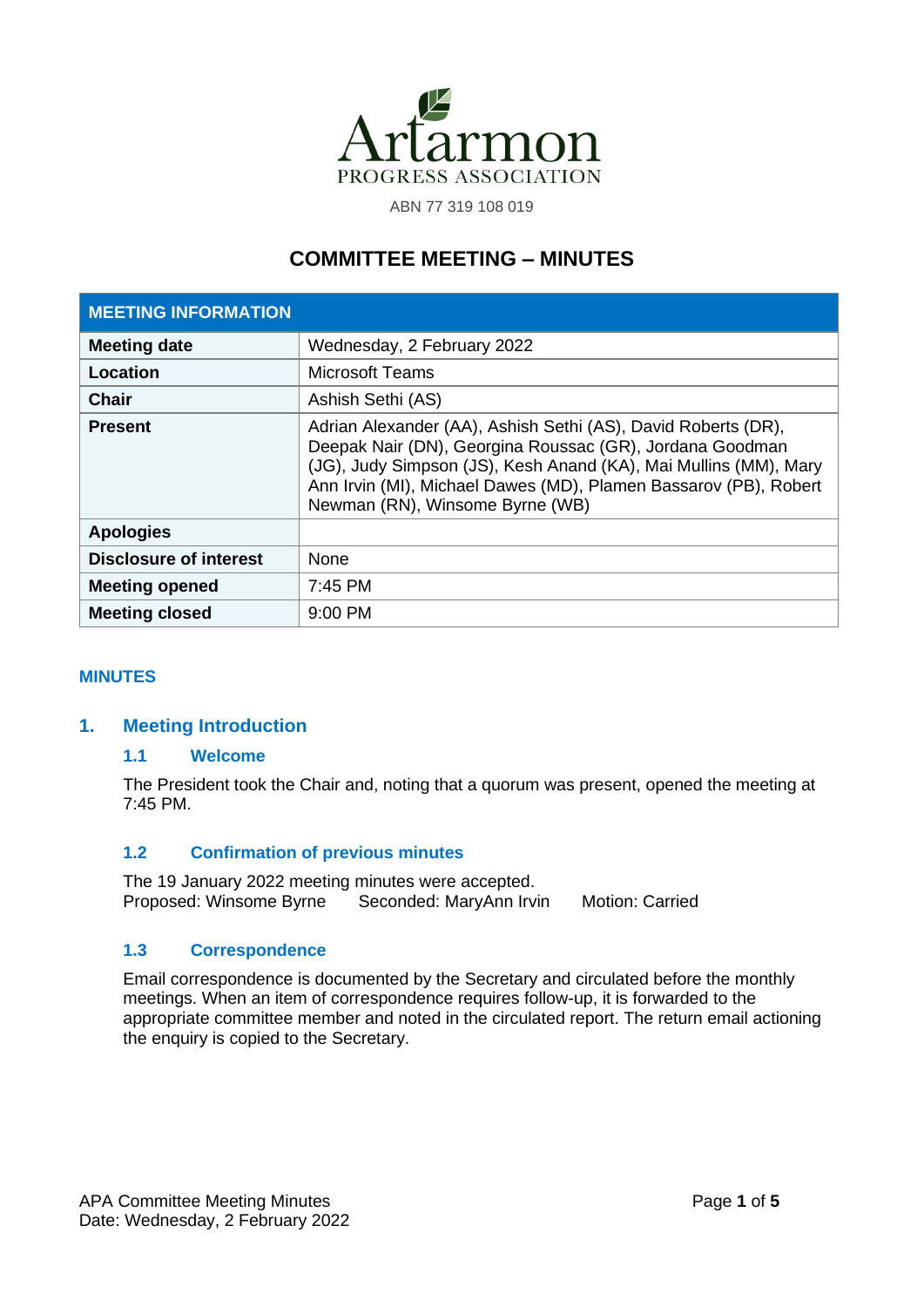# Artarmon

PROGRESS ASSOCIATION

ABN 77 319 108 019

## COMMITTEE MEETING – MINUTES

| MEETING INFORMATION | |
|---|---|
| **Meeting date** | Wednesday, 2 February 2022 |
| **Location** | Microsoft Teams |
| **Chair** | Ashish Sethi (AS) |
| **Present** | Adrian Alexander (AA), Ashish Sethi (AS), David Roberts (DR), Deepak Nair (DN), Georgina Roussac (GR), Jordana Goodman (JG), Judy Simpson (JS), Kesh Anand (KA), Mai Mullins (MM), Mary Ann Irvin (MI), Michael Dawes (MD), Plamen Bassarov (PB), Robert Newman (RN), Winsome Byrne (WB) |
| **Apologies** | |
| **Disclosure of interest** | None |
| **Meeting opened** | 7:45 PM |
| **Meeting closed** | 9:00 PM |

### MINUTES

## 1. Meeting Introduction

### 1.1 Welcome

The President took the Chair and, noting that a quorum was present, opened the meeting at 7:45 PM.

### 1.2 Confirmation of previous minutes

The 19 January 2022 meeting minutes were accepted.
Proposed: Winsome Byrne  Seconded: MaryAnn Irvin  Motion: Carried

### 1.3 Correspondence

Email correspondence is documented by the Secretary and circulated before the monthly meetings. When an item of correspondence requires follow-up, it is forwarded to the appropriate committee member and noted in the circulated report. The return email actioning the enquiry is copied to the Secretary.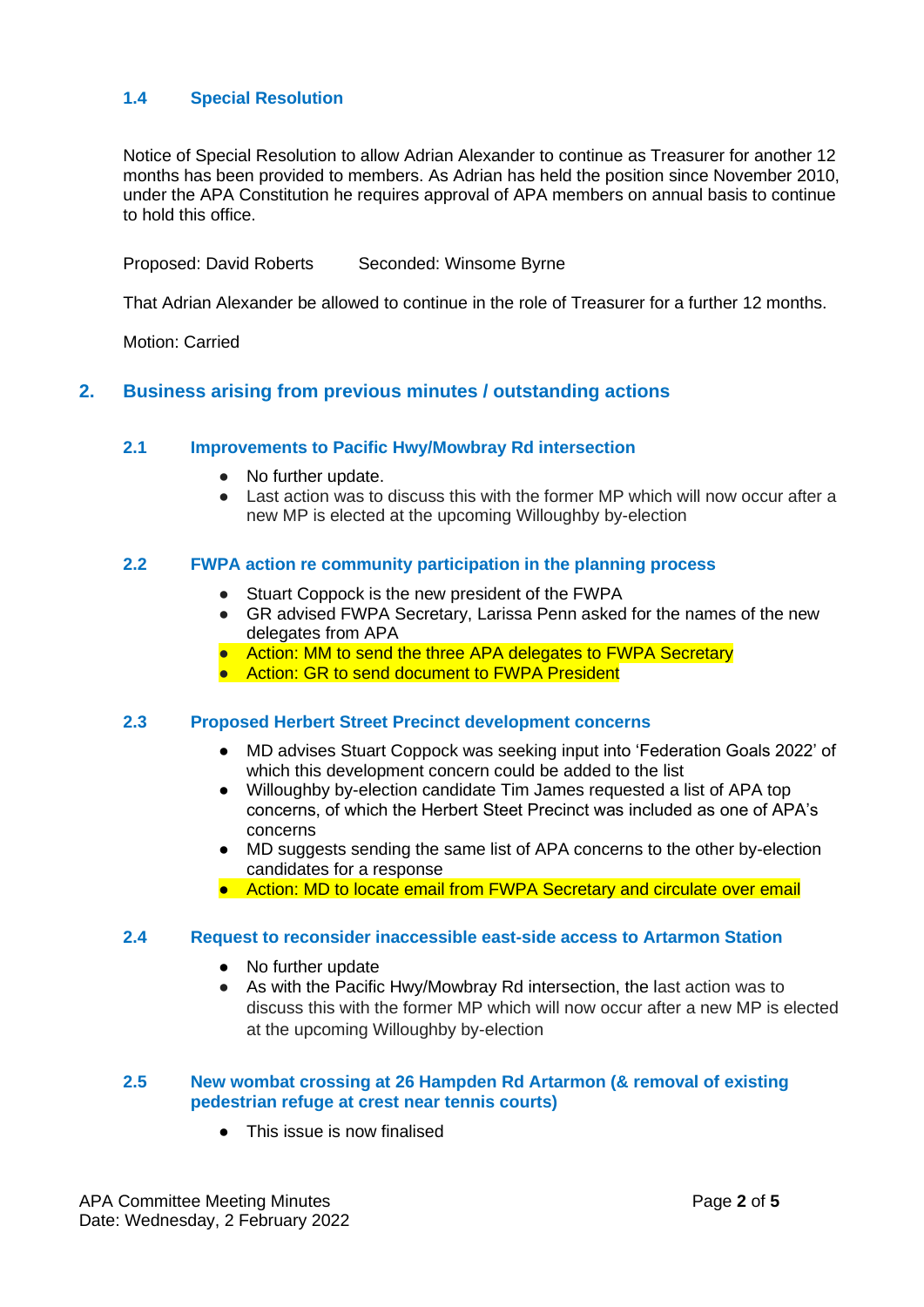### 1.4 Special Resolution

Notice of Special Resolution to allow Adrian Alexander to continue as Treasurer for another 12 months has been provided to members. As Adrian has held the position since November 2010, under the APA Constitution he requires approval of APA members on annual basis to continue to hold this office.

Proposed: David Roberts    Seconded: Winsome Byrne

That Adrian Alexander be allowed to continue in the role of Treasurer for a further 12 months.

Motion: Carried

## 2. Business arising from previous minutes / outstanding actions

### 2.1 Improvements to Pacific Hwy/Mowbray Rd intersection

- No further update.
- Last action was to discuss this with the former MP which will now occur after a new MP is elected at the upcoming Willoughby by-election

### 2.2 FWPA action re community participation in the planning process

- Stuart Coppock is the new president of the FWPA
- GR advised FWPA Secretary, Larissa Penn asked for the names of the new delegates from APA
- Action: MM to send the three APA delegates to FWPA Secretary
- Action: GR to send document to FWPA President

### 2.3 Proposed Herbert Street Precinct development concerns

- MD advises Stuart Coppock was seeking input into 'Federation Goals 2022' of which this development concern could be added to the list
- Willoughby by-election candidate Tim James requested a list of APA top concerns, of which the Herbert Steet Precinct was included as one of APA's concerns
- MD suggests sending the same list of APA concerns to the other by-election candidates for a response
- Action: MD to locate email from FWPA Secretary and circulate over email

### 2.4 Request to reconsider inaccessible east-side access to Artarmon Station

- No further update
- As with the Pacific Hwy/Mowbray Rd intersection, the last action was to discuss this with the former MP which will now occur after a new MP is elected at the upcoming Willoughby by-election

### 2.5 New wombat crossing at 26 Hampden Rd Artarmon (& removal of existing pedestrian refuge at crest near tennis courts)

- This issue is now finalised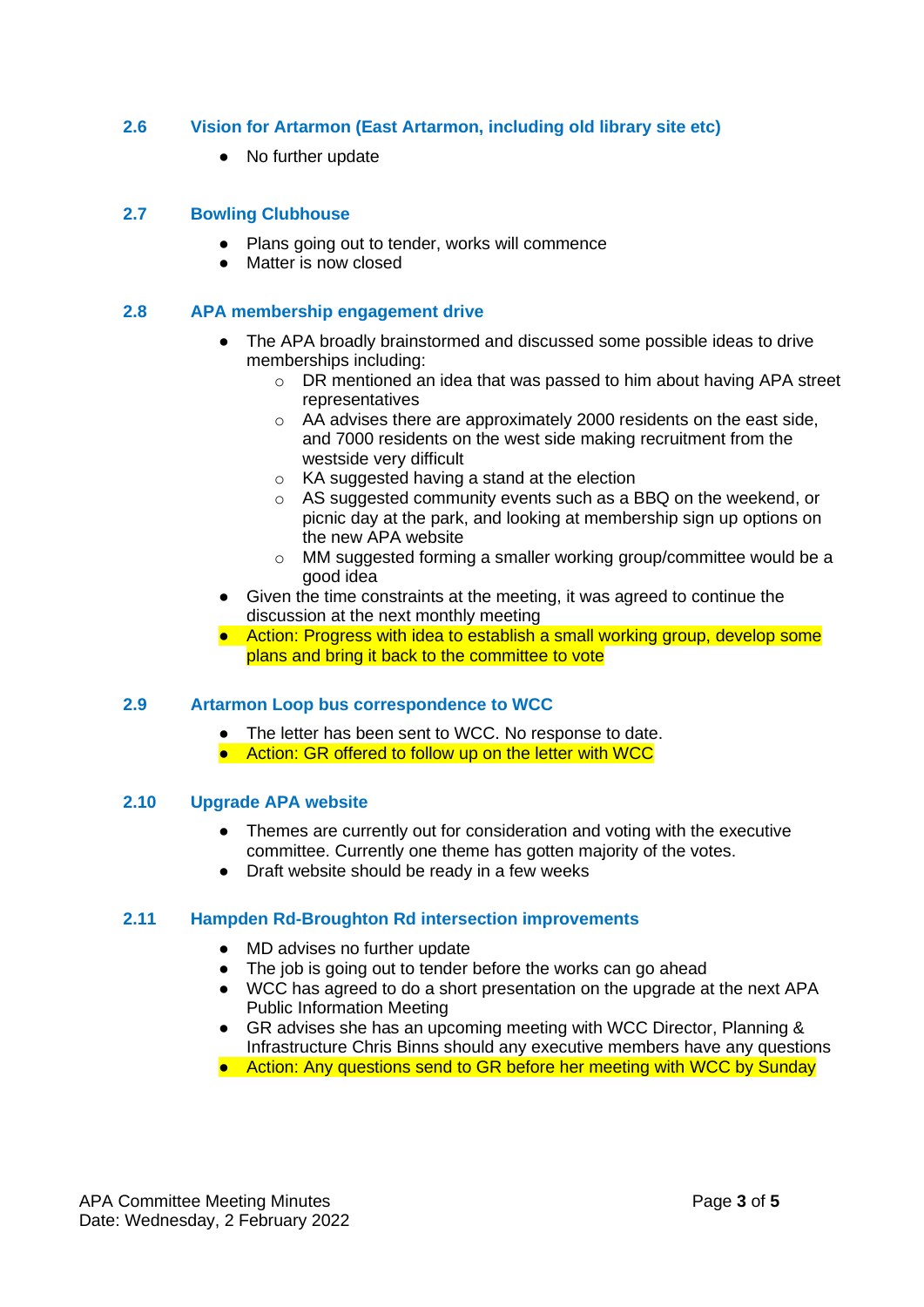### 2.6 Vision for Artarmon (East Artarmon, including old library site etc)

- No further update

### 2.7 Bowling Clubhouse

- Plans going out to tender, works will commence
- Matter is now closed

### 2.8 APA membership engagement drive

- The APA broadly brainstormed and discussed some possible ideas to drive memberships including:
    - DR mentioned an idea that was passed to him about having APA street representatives
    - AA advises there are approximately 2000 residents on the east side, and 7000 residents on the west side making recruitment from the westside very difficult
    - KA suggested having a stand at the election
    - AS suggested community events such as a BBQ on the weekend, or picnic day at the park, and looking at membership sign up options on the new APA website
    - MM suggested forming a smaller working group/committee would be a good idea
- Given the time constraints at the meeting, it was agreed to continue the discussion at the next monthly meeting
- Action: Progress with idea to establish a small working group, develop some plans and bring it back to the committee to vote

### 2.9 Artarmon Loop bus correspondence to WCC

- The letter has been sent to WCC. No response to date.
- Action: GR offered to follow up on the letter with WCC

### 2.10 Upgrade APA website

- Themes are currently out for consideration and voting with the executive committee. Currently one theme has gotten majority of the votes.
- Draft website should be ready in a few weeks

### 2.11 Hampden Rd-Broughton Rd intersection improvements

- MD advises no further update
- The job is going out to tender before the works can go ahead
- WCC has agreed to do a short presentation on the upgrade at the next APA Public Information Meeting
- GR advises she has an upcoming meeting with WCC Director, Planning & Infrastructure Chris Binns should any executive members have any questions
- Action: Any questions send to GR before her meeting with WCC by Sunday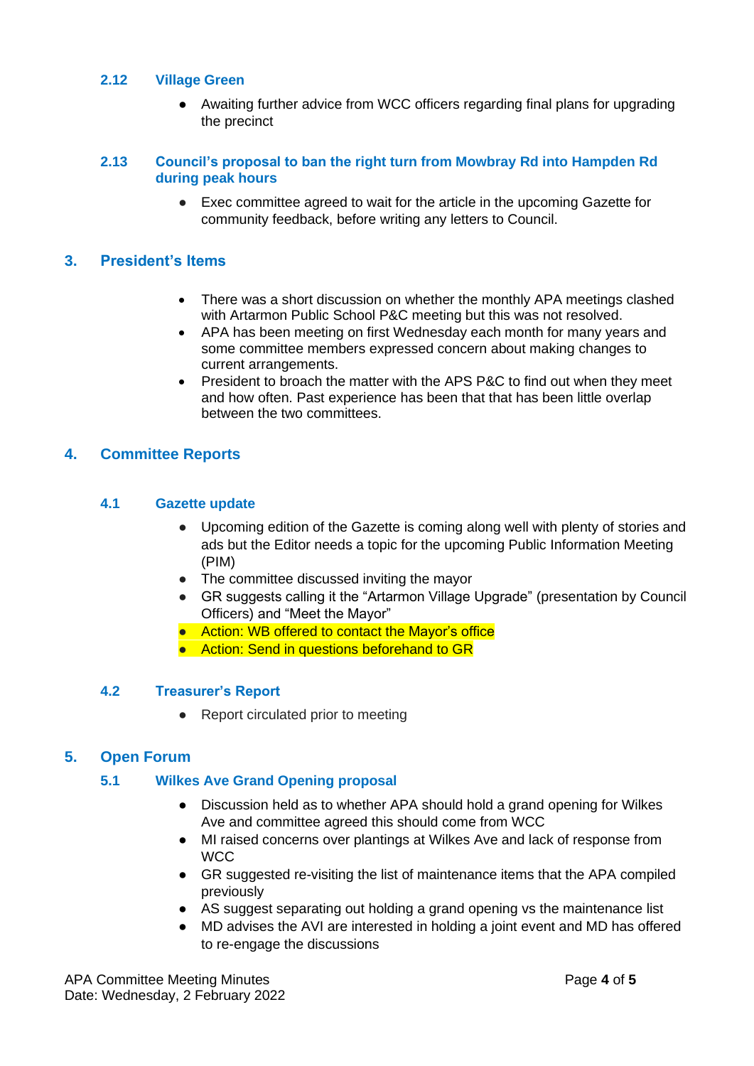### 2.12 Village Green

- Awaiting further advice from WCC officers regarding final plans for upgrading the precinct

### 2.13 Council's proposal to ban the right turn from Mowbray Rd into Hampden Rd during peak hours

- Exec committee agreed to wait for the article in the upcoming Gazette for community feedback, before writing any letters to Council.

## 3. President's Items

- There was a short discussion on whether the monthly APA meetings clashed with Artarmon Public School P&C meeting but this was not resolved.
- APA has been meeting on first Wednesday each month for many years and some committee members expressed concern about making changes to current arrangements.
- President to broach the matter with the APS P&C to find out when they meet and how often. Past experience has been that that has been little overlap between the two committees.

## 4. Committee Reports

### 4.1 Gazette update

- Upcoming edition of the Gazette is coming along well with plenty of stories and ads but the Editor needs a topic for the upcoming Public Information Meeting (PIM)
- The committee discussed inviting the mayor
- GR suggests calling it the "Artarmon Village Upgrade" (presentation by Council Officers) and "Meet the Mayor"
- Action: WB offered to contact the Mayor's office
- Action: Send in questions beforehand to GR

### 4.2 Treasurer's Report

- Report circulated prior to meeting

## 5. Open Forum

### 5.1 Wilkes Ave Grand Opening proposal

- Discussion held as to whether APA should hold a grand opening for Wilkes Ave and committee agreed this should come from WCC
- MI raised concerns over plantings at Wilkes Ave and lack of response from WCC
- GR suggested re-visiting the list of maintenance items that the APA compiled previously
- AS suggest separating out holding a grand opening vs the maintenance list
- MD advises the AVI are interested in holding a joint event and MD has offered to re-engage the discussions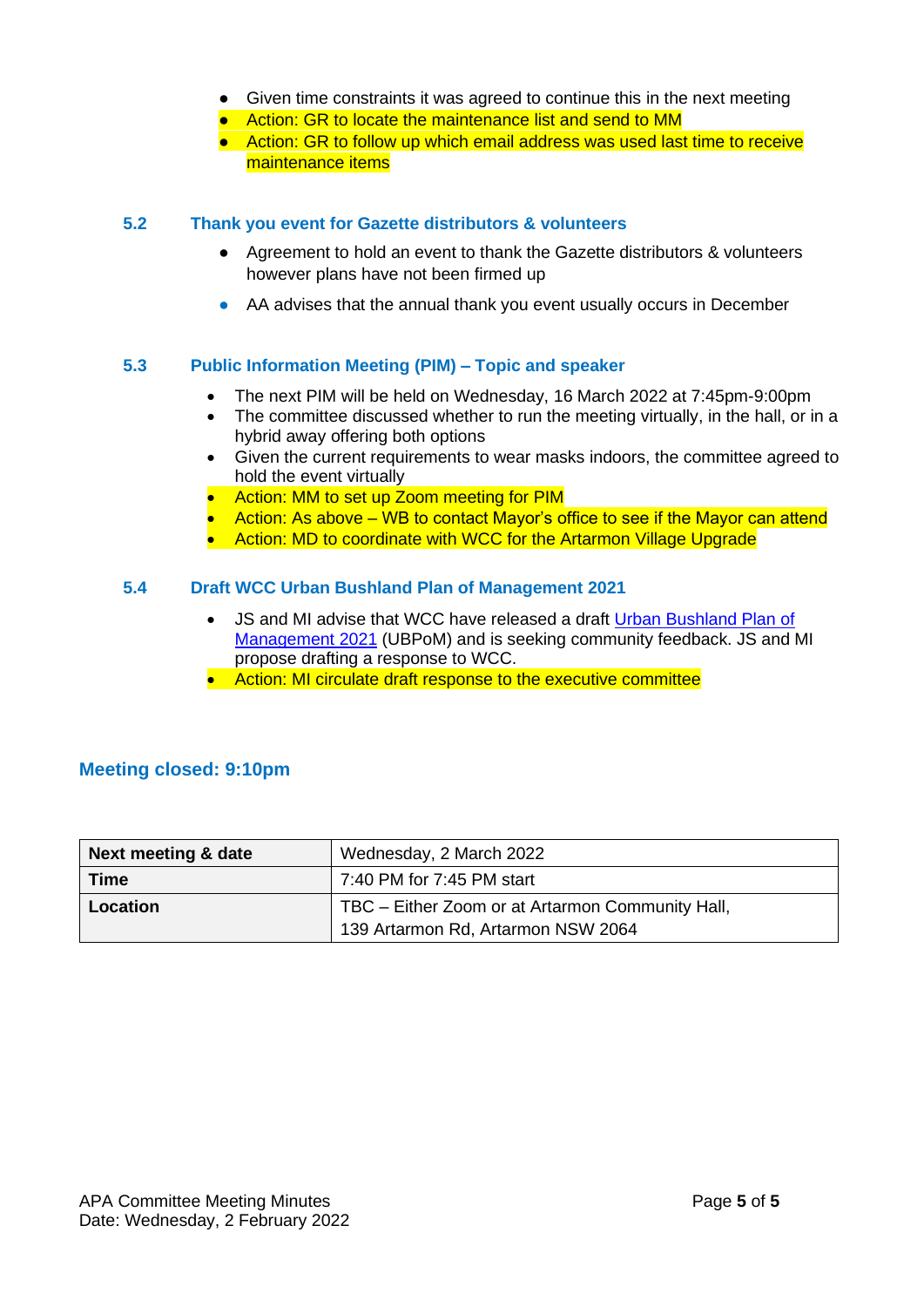- Given time constraints it was agreed to continue this in the next meeting
- Action: GR to locate the maintenance list and send to MM
- Action: GR to follow up which email address was used last time to receive maintenance items

### 5.2 Thank you event for Gazette distributors & volunteers

- Agreement to hold an event to thank the Gazette distributors & volunteers however plans have not been firmed up
- AA advises that the annual thank you event usually occurs in December

### 5.3 Public Information Meeting (PIM) – Topic and speaker

- The next PIM will be held on Wednesday, 16 March 2022 at 7:45pm-9:00pm
- The committee discussed whether to run the meeting virtually, in the hall, or in a hybrid away offering both options
- Given the current requirements to wear masks indoors, the committee agreed to hold the event virtually
- Action: MM to set up Zoom meeting for PIM
- Action: As above – WB to contact Mayor's office to see if the Mayor can attend
- Action: MD to coordinate with WCC for the Artarmon Village Upgrade

### 5.4 Draft WCC Urban Bushland Plan of Management 2021

- JS and MI advise that WCC have released a draft Urban Bushland Plan of Management 2021 (UBPoM) and is seeking community feedback. JS and MI propose drafting a response to WCC.
- Action: MI circulate draft response to the executive committee

## Meeting closed: 9:10pm

| | |
|---|---|
| **Next meeting & date** | Wednesday, 2 March 2022 |
| **Time** | 7:40 PM for 7:45 PM start |
| **Location** | TBC – Either Zoom or at Artarmon Community Hall, 139 Artarmon Rd, Artarmon NSW 2064 |